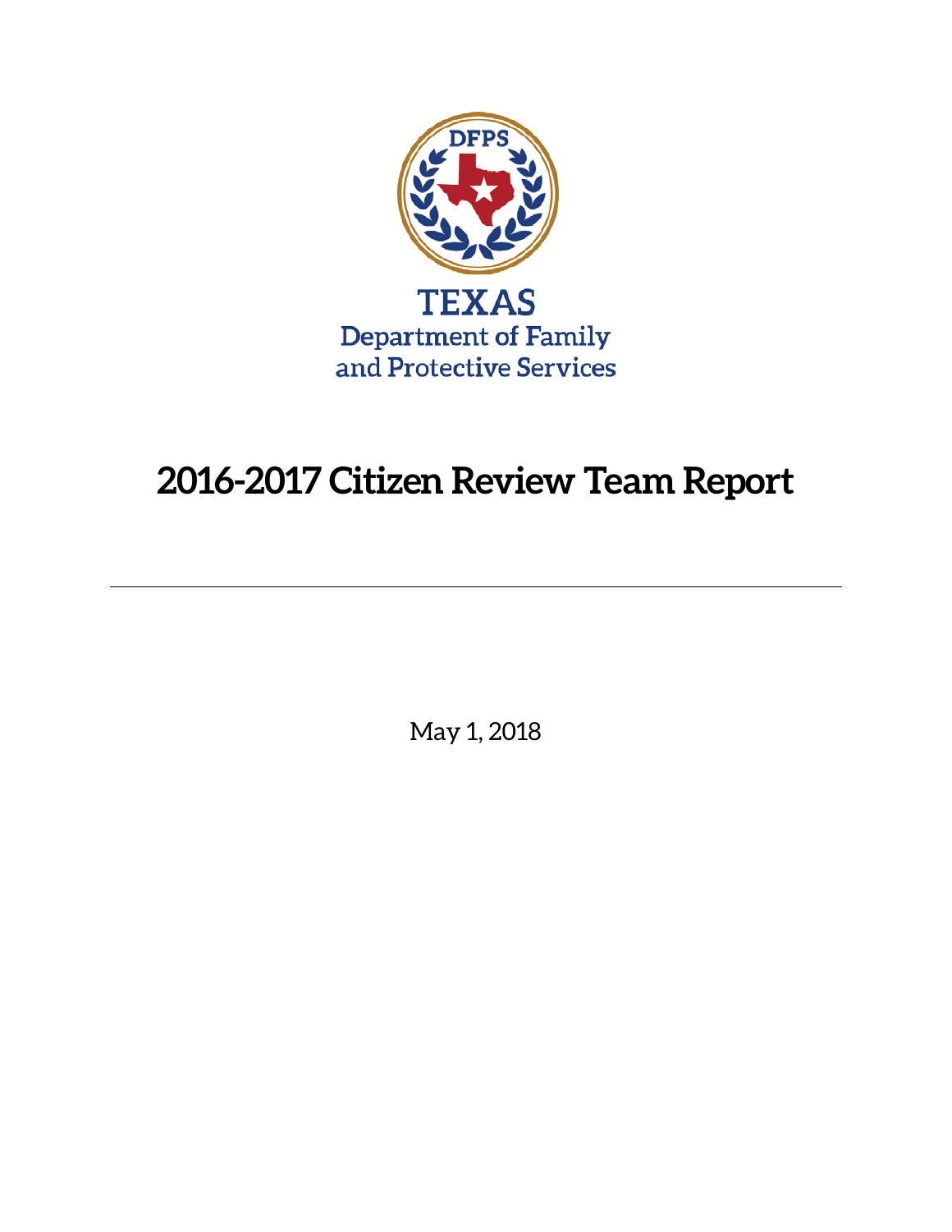DFPS

TEXAS
Department of Family
and Protective Services

# 2016-2017 Citizen Review Team Report

---

May 1, 2018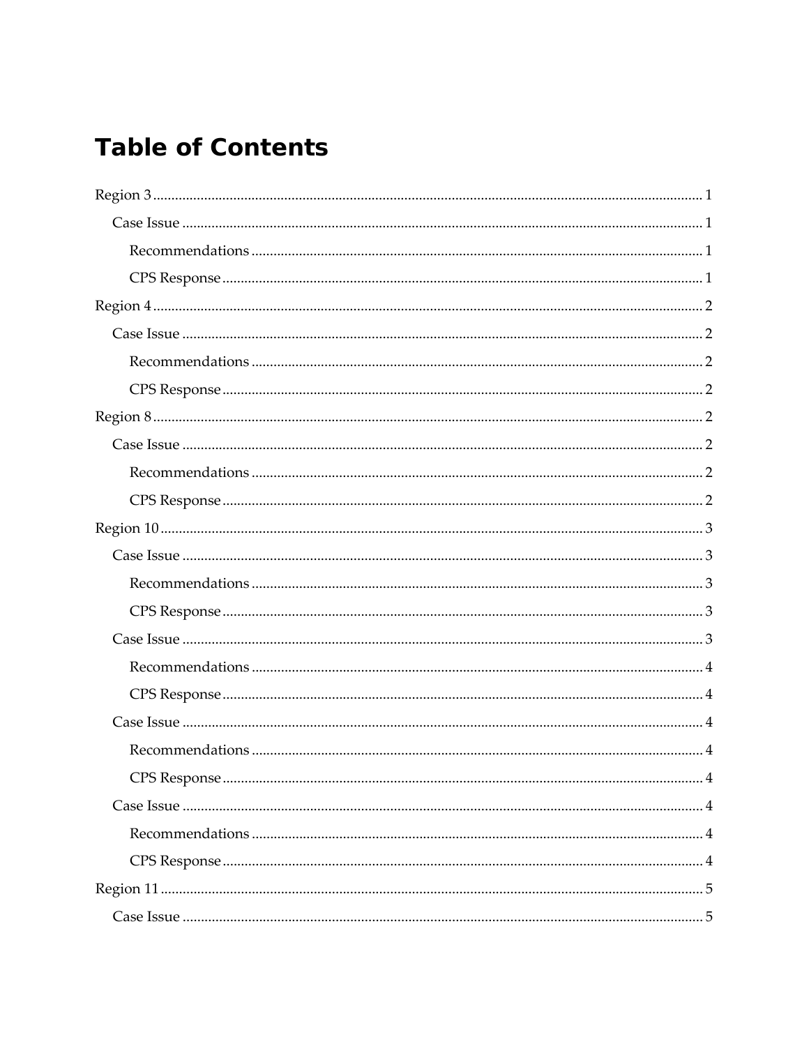# Table of Contents

Region 3 ........................................................................................................................................ 1

- Case Issue ............................................................................................................................... 1
  - Recommendations ............................................................................................................ 1
  - CPS Response ................................................................................................................... 1

Region 4 ........................................................................................................................................ 2

- Case Issue ............................................................................................................................... 2
  - Recommendations ............................................................................................................ 2
  - CPS Response ................................................................................................................... 2

Region 8 ........................................................................................................................................ 2

- Case Issue ............................................................................................................................... 2
  - Recommendations ............................................................................................................ 2
  - CPS Response ................................................................................................................... 2

Region 10 ...................................................................................................................................... 3

- Case Issue ............................................................................................................................... 3
  - Recommendations ............................................................................................................ 3
  - CPS Response ................................................................................................................... 3
- Case Issue ............................................................................................................................... 3
  - Recommendations ............................................................................................................ 4
  - CPS Response ................................................................................................................... 4
- Case Issue ............................................................................................................................... 4
  - Recommendations ............................................................................................................ 4
  - CPS Response ................................................................................................................... 4
- Case Issue ............................................................................................................................... 4
  - Recommendations ............................................................................................................ 4
  - CPS Response ................................................................................................................... 4

Region 11 ...................................................................................................................................... 5

- Case Issue ............................................................................................................................... 5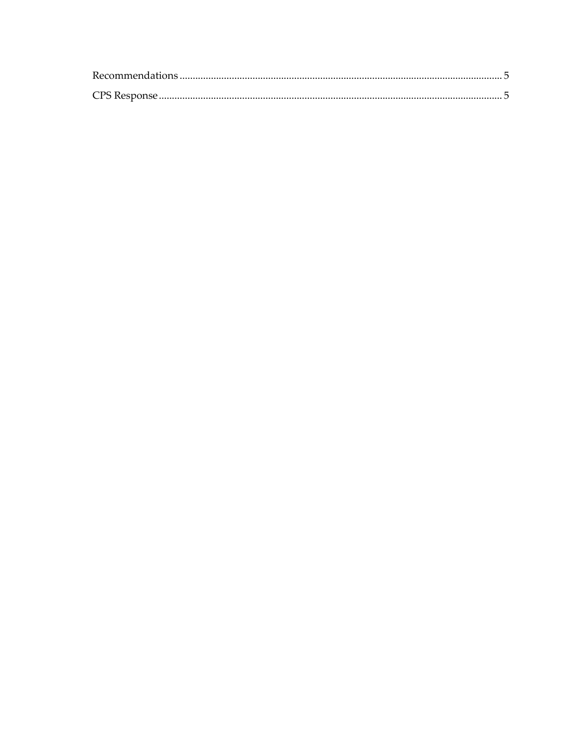Recommendations ........................................................................................................................ 5

CPS Response ................................................................................................................................ 5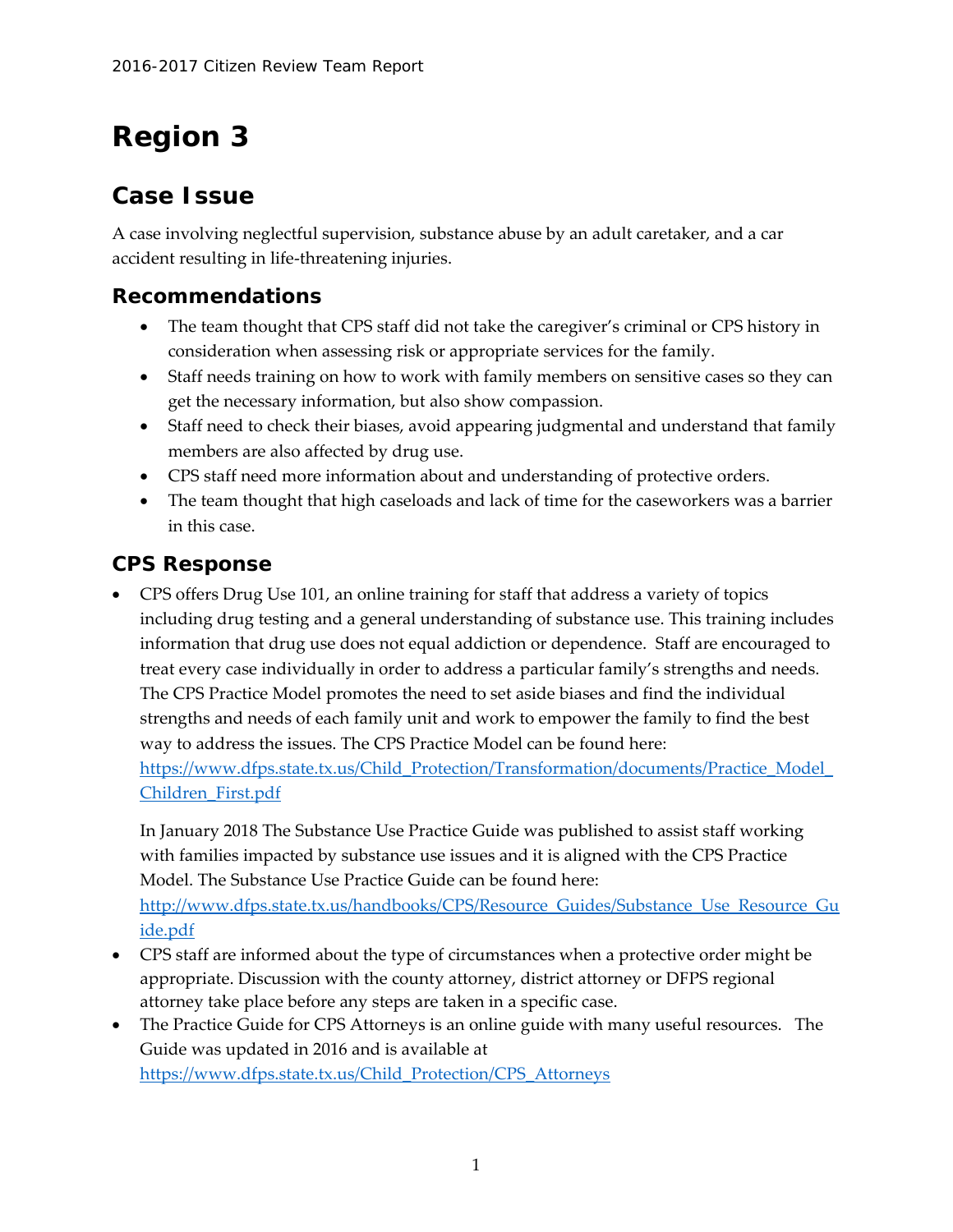# Region 3

## Case Issue

A case involving neglectful supervision, substance abuse by an adult caretaker, and a car accident resulting in life-threatening injuries.

### Recommendations

- The team thought that CPS staff did not take the caregiver's criminal or CPS history in consideration when assessing risk or appropriate services for the family.
- Staff needs training on how to work with family members on sensitive cases so they can get the necessary information, but also show compassion.
- Staff need to check their biases, avoid appearing judgmental and understand that family members are also affected by drug use.
- CPS staff need more information about and understanding of protective orders.
- The team thought that high caseloads and lack of time for the caseworkers was a barrier in this case.

### CPS Response

- CPS offers Drug Use 101, an online training for staff that address a variety of topics including drug testing and a general understanding of substance use. This training includes information that drug use does not equal addiction or dependence. Staff are encouraged to treat every case individually in order to address a particular family's strengths and needs. The CPS Practice Model promotes the need to set aside biases and find the individual strengths and needs of each family unit and work to empower the family to find the best way to address the issues. The CPS Practice Model can be found here: [https://www.dfps.state.tx.us/Child_Protection/Transformation/documents/Practice_Model_Children_First.pdf](https://www.dfps.state.tx.us/Child_Protection/Transformation/documents/Practice_Model_Children_First.pdf)

  In January 2018 The Substance Use Practice Guide was published to assist staff working with families impacted by substance use issues and it is aligned with the CPS Practice Model. The Substance Use Practice Guide can be found here: [http://www.dfps.state.tx.us/handbooks/CPS/Resource_Guides/Substance_Use_Resource_Guide.pdf](http://www.dfps.state.tx.us/handbooks/CPS/Resource_Guides/Substance_Use_Resource_Guide.pdf)
- CPS staff are informed about the type of circumstances when a protective order might be appropriate. Discussion with the county attorney, district attorney or DFPS regional attorney take place before any steps are taken in a specific case.
- The Practice Guide for CPS Attorneys is an online guide with many useful resources. The Guide was updated in 2016 and is available at [https://www.dfps.state.tx.us/Child_Protection/CPS_Attorneys](https://www.dfps.state.tx.us/Child_Protection/CPS_Attorneys)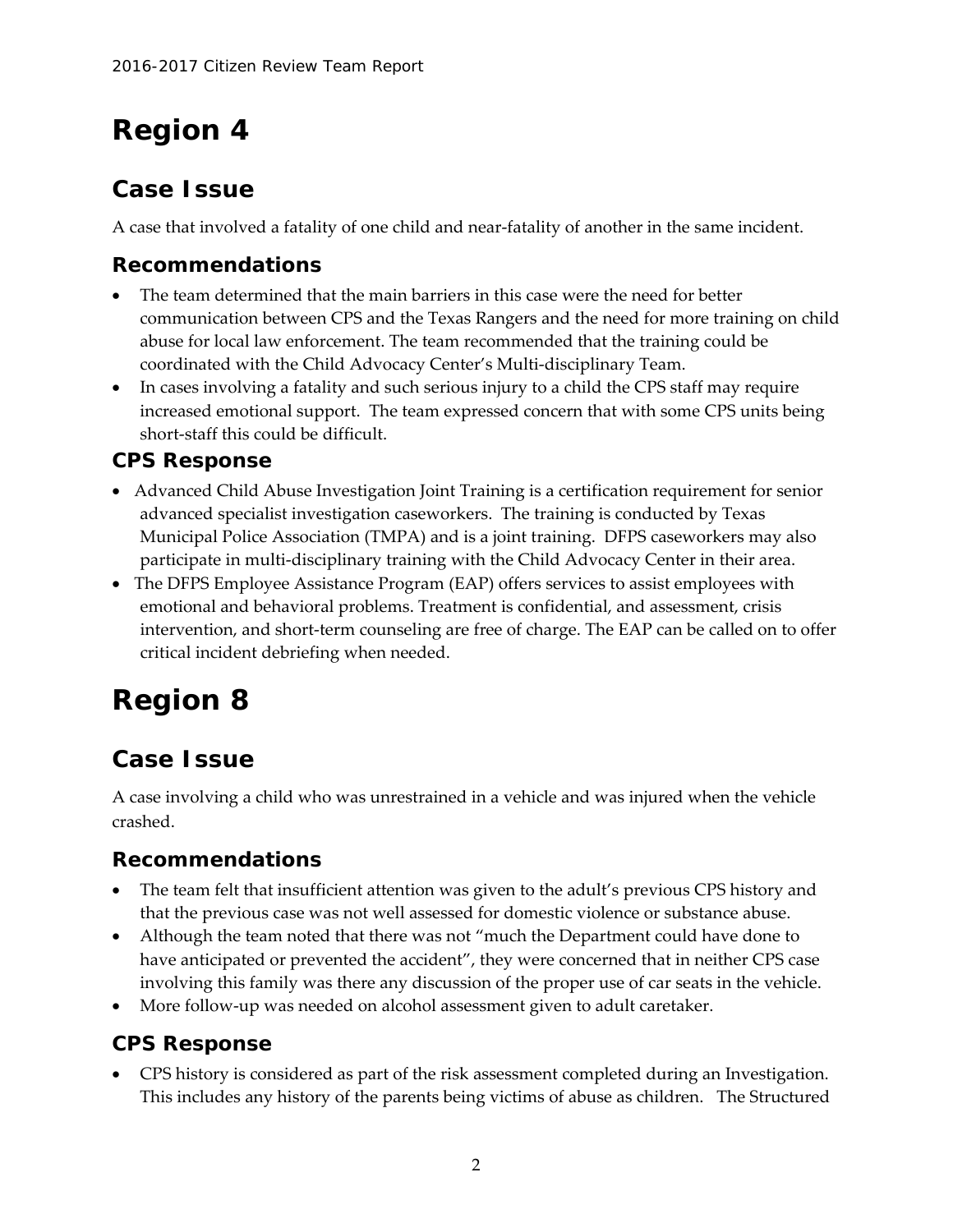# Region 4

## Case Issue

A case that involved a fatality of one child and near-fatality of another in the same incident.

### Recommendations

- The team determined that the main barriers in this case were the need for better communication between CPS and the Texas Rangers and the need for more training on child abuse for local law enforcement. The team recommended that the training could be coordinated with the Child Advocacy Center's Multi-disciplinary Team.
- In cases involving a fatality and such serious injury to a child the CPS staff may require increased emotional support. The team expressed concern that with some CPS units being short-staff this could be difficult.

### CPS Response

- Advanced Child Abuse Investigation Joint Training is a certification requirement for senior advanced specialist investigation caseworkers. The training is conducted by Texas Municipal Police Association (TMPA) and is a joint training. DFPS caseworkers may also participate in multi-disciplinary training with the Child Advocacy Center in their area.
- The DFPS Employee Assistance Program (EAP) offers services to assist employees with emotional and behavioral problems. Treatment is confidential, and assessment, crisis intervention, and short-term counseling are free of charge. The EAP can be called on to offer critical incident debriefing when needed.

# Region 8

## Case Issue

A case involving a child who was unrestrained in a vehicle and was injured when the vehicle crashed.

### Recommendations

- The team felt that insufficient attention was given to the adult's previous CPS history and that the previous case was not well assessed for domestic violence or substance abuse.
- Although the team noted that there was not "much the Department could have done to have anticipated or prevented the accident", they were concerned that in neither CPS case involving this family was there any discussion of the proper use of car seats in the vehicle.
- More follow-up was needed on alcohol assessment given to adult caretaker.

### CPS Response

- CPS history is considered as part of the risk assessment completed during an Investigation. This includes any history of the parents being victims of abuse as children. The Structured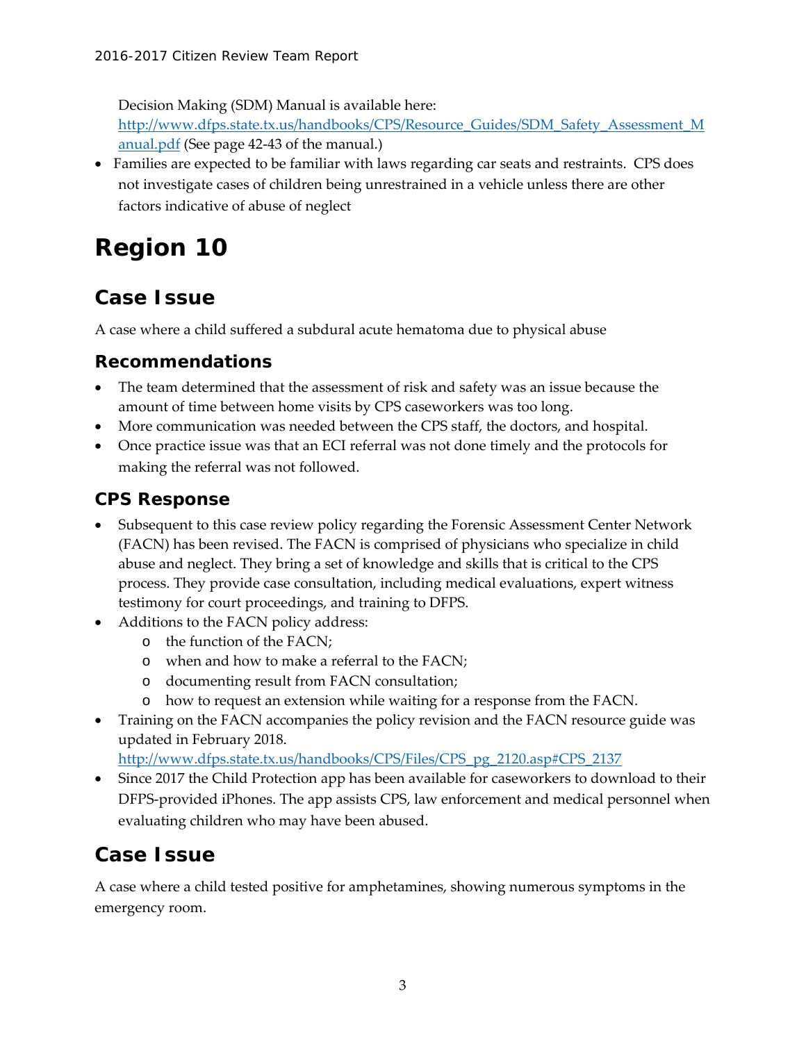Decision Making (SDM) Manual is available here: [http://www.dfps.state.tx.us/handbooks/CPS/Resource_Guides/SDM_Safety_Assessment_Manual.pdf](http://www.dfps.state.tx.us/handbooks/CPS/Resource_Guides/SDM_Safety_Assessment_Manual.pdf) (See page 42-43 of the manual.)

- Families are expected to be familiar with laws regarding car seats and restraints. CPS does not investigate cases of children being unrestrained in a vehicle unless there are other factors indicative of abuse of neglect

# Region 10

## Case Issue

A case where a child suffered a subdural acute hematoma due to physical abuse

### Recommendations

- The team determined that the assessment of risk and safety was an issue because the amount of time between home visits by CPS caseworkers was too long.
- More communication was needed between the CPS staff, the doctors, and hospital.
- Once practice issue was that an ECI referral was not done timely and the protocols for making the referral was not followed.

### CPS Response

- Subsequent to this case review policy regarding the Forensic Assessment Center Network (FACN) has been revised. The FACN is comprised of physicians who specialize in child abuse and neglect. They bring a set of knowledge and skills that is critical to the CPS process. They provide case consultation, including medical evaluations, expert witness testimony for court proceedings, and training to DFPS.
- Additions to the FACN policy address:
  - the function of the FACN;
  - when and how to make a referral to the FACN;
  - documenting result from FACN consultation;
  - how to request an extension while waiting for a response from the FACN.
- Training on the FACN accompanies the policy revision and the FACN resource guide was updated in February 2018.
  [http://www.dfps.state.tx.us/handbooks/CPS/Files/CPS_pg_2120.asp#CPS_2137](http://www.dfps.state.tx.us/handbooks/CPS/Files/CPS_pg_2120.asp#CPS_2137)
- Since 2017 the Child Protection app has been available for caseworkers to download to their DFPS-provided iPhones. The app assists CPS, law enforcement and medical personnel when evaluating children who may have been abused.

## Case Issue

A case where a child tested positive for amphetamines, showing numerous symptoms in the emergency room.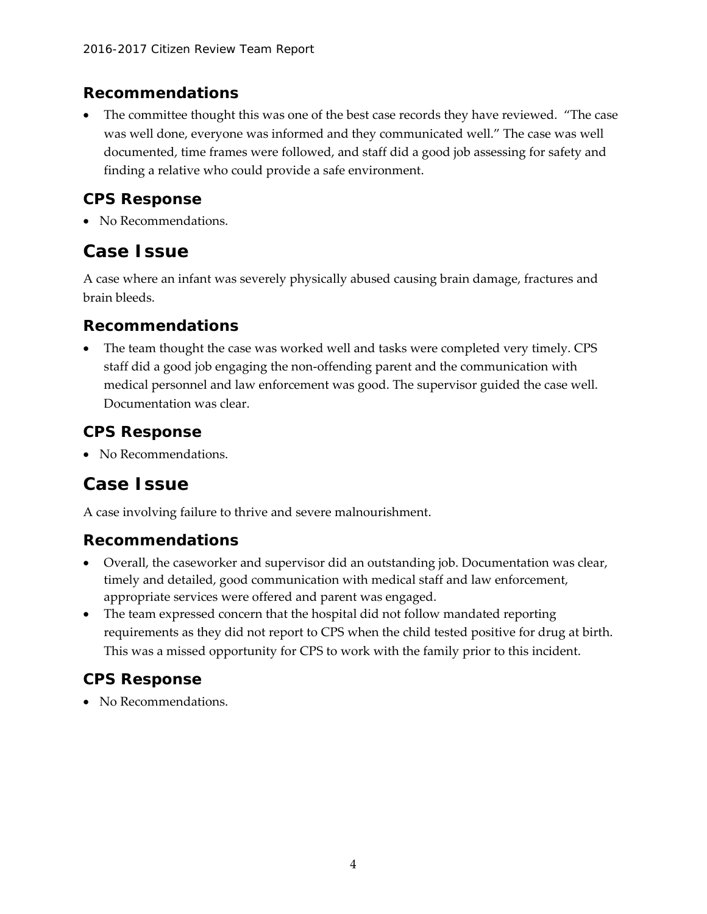### Recommendations

- The committee thought this was one of the best case records they have reviewed. "The case was well done, everyone was informed and they communicated well." The case was well documented, time frames were followed, and staff did a good job assessing for safety and finding a relative who could provide a safe environment.

### CPS Response

- No Recommendations.

## Case Issue

A case where an infant was severely physically abused causing brain damage, fractures and brain bleeds.

### Recommendations

- The team thought the case was worked well and tasks were completed very timely. CPS staff did a good job engaging the non-offending parent and the communication with medical personnel and law enforcement was good. The supervisor guided the case well. Documentation was clear.

### CPS Response

- No Recommendations.

## Case Issue

A case involving failure to thrive and severe malnourishment.

### Recommendations

- Overall, the caseworker and supervisor did an outstanding job. Documentation was clear, timely and detailed, good communication with medical staff and law enforcement, appropriate services were offered and parent was engaged.
- The team expressed concern that the hospital did not follow mandated reporting requirements as they did not report to CPS when the child tested positive for drug at birth. This was a missed opportunity for CPS to work with the family prior to this incident.

### CPS Response

- No Recommendations.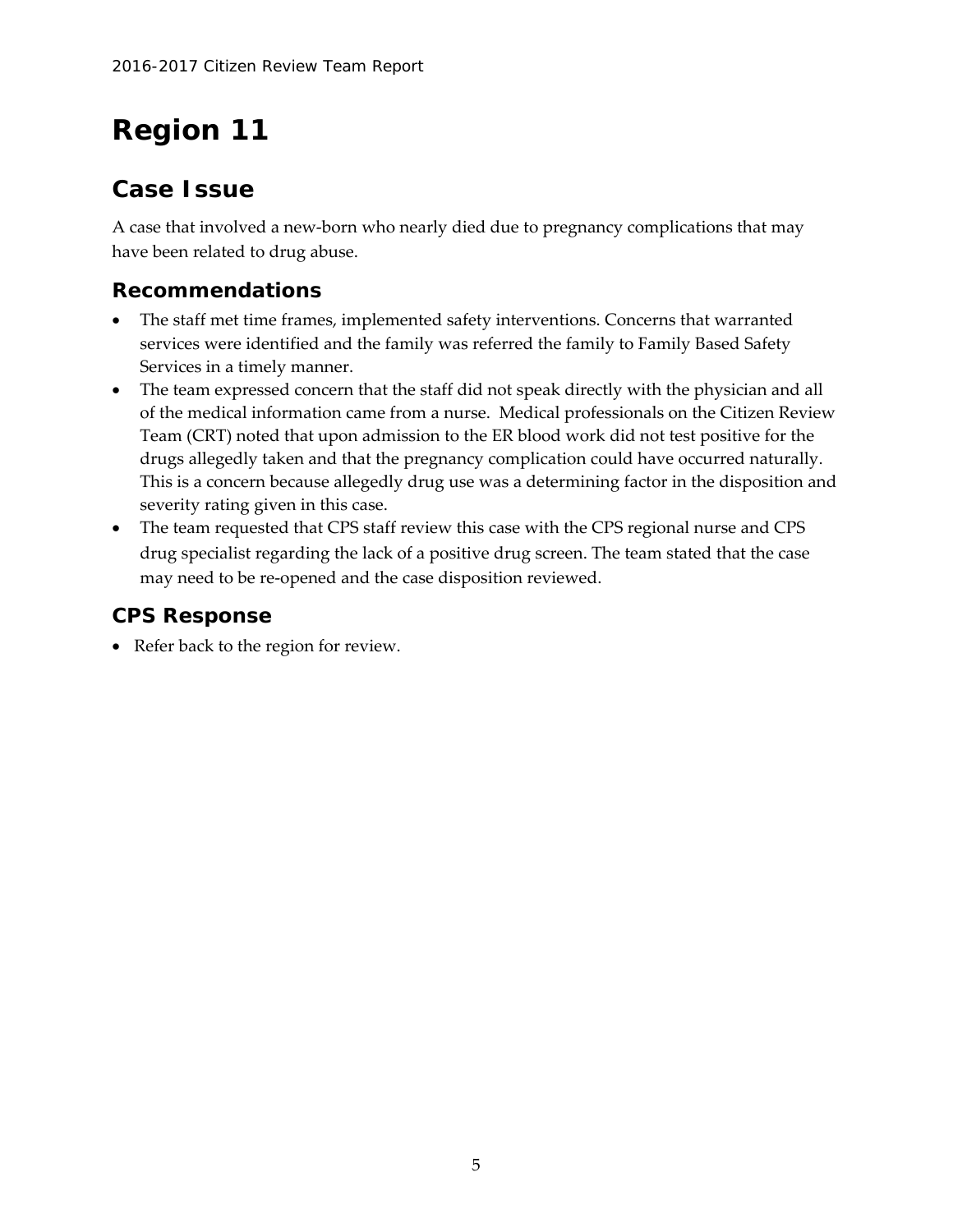# Region 11

## Case Issue

A case that involved a new-born who nearly died due to pregnancy complications that may have been related to drug abuse.

### Recommendations

- The staff met time frames, implemented safety interventions. Concerns that warranted services were identified and the family was referred the family to Family Based Safety Services in a timely manner.
- The team expressed concern that the staff did not speak directly with the physician and all of the medical information came from a nurse. Medical professionals on the Citizen Review Team (CRT) noted that upon admission to the ER blood work did not test positive for the drugs allegedly taken and that the pregnancy complication could have occurred naturally. This is a concern because allegedly drug use was a determining factor in the disposition and severity rating given in this case.
- The team requested that CPS staff review this case with the CPS regional nurse and CPS drug specialist regarding the lack of a positive drug screen. The team stated that the case may need to be re-opened and the case disposition reviewed.

### CPS Response

- Refer back to the region for review.